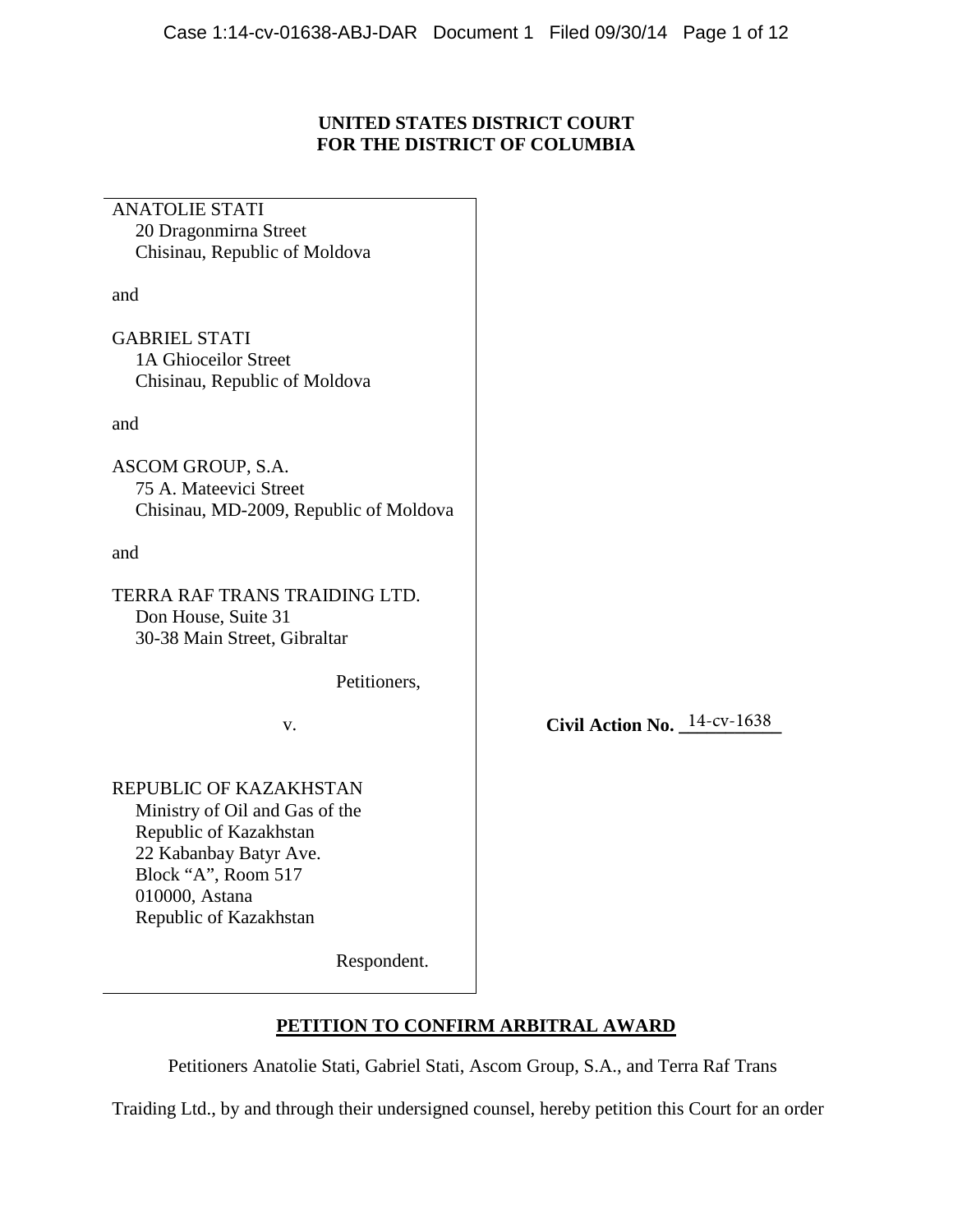**UNITED STATES DISTRICT COURT**
**FOR THE DISTRICT OF COLUMBIA**

ANATOLIE STATI
20 Dragonmirna Street
Chisinau, Republic of Moldova

and

GABRIEL STATI
1A Ghioceilor Street
Chisinau, Republic of Moldova

and

ASCOM GROUP, S.A.
75 A. Mateevici Street
Chisinau, MD-2009, Republic of Moldova

and

TERRA RAF TRANS TRAIDING LTD.
Don House, Suite 31
30-38 Main Street, Gibraltar

Petitioners,

v.

REPUBLIC OF KAZAKHSTAN
Ministry of Oil and Gas of the
Republic of Kazakhstan
22 Kabanbay Batyr Ave.
Block "A", Room 517
010000, Astana
Republic of Kazakhstan

Respondent.

**Civil Action No.** 14-cv-1638

**PETITION TO CONFIRM ARBITRAL AWARD**

Petitioners Anatolie Stati, Gabriel Stati, Ascom Group, S.A., and Terra Raf Trans Traiding Ltd., by and through their undersigned counsel, hereby petition this Court for an order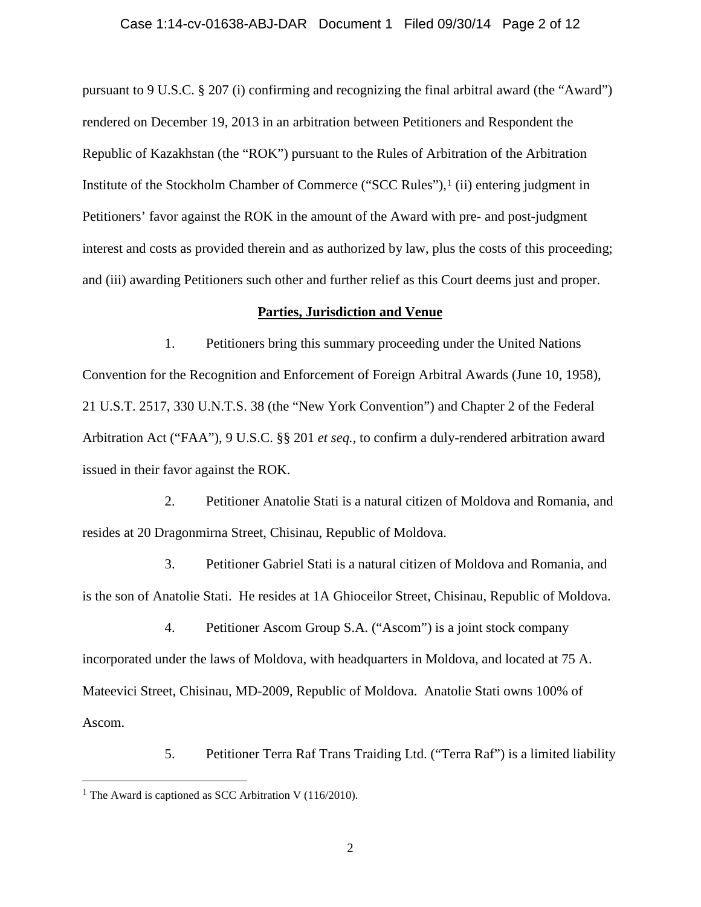pursuant to 9 U.S.C. § 207 (i) confirming and recognizing the final arbitral award (the "Award") rendered on December 19, 2013 in an arbitration between Petitioners and Respondent the Republic of Kazakhstan (the "ROK") pursuant to the Rules of Arbitration of the Arbitration Institute of the Stockholm Chamber of Commerce ("SCC Rules"),[1] (ii) entering judgment in Petitioners' favor against the ROK in the amount of the Award with pre- and post-judgment interest and costs as provided therein and as authorized by law, plus the costs of this proceeding; and (iii) awarding Petitioners such other and further relief as this Court deems just and proper.

**Parties, Jurisdiction and Venue**

1. Petitioners bring this summary proceeding under the United Nations Convention for the Recognition and Enforcement of Foreign Arbitral Awards (June 10, 1958), 21 U.S.T. 2517, 330 U.N.T.S. 38 (the "New York Convention") and Chapter 2 of the Federal Arbitration Act ("FAA"), 9 U.S.C. §§ 201 *et seq.*, to confirm a duly-rendered arbitration award issued in their favor against the ROK.

2. Petitioner Anatolie Stati is a natural citizen of Moldova and Romania, and resides at 20 Dragonmirna Street, Chisinau, Republic of Moldova.

3. Petitioner Gabriel Stati is a natural citizen of Moldova and Romania, and is the son of Anatolie Stati. He resides at 1A Ghioceilor Street, Chisinau, Republic of Moldova.

4. Petitioner Ascom Group S.A. ("Ascom") is a joint stock company incorporated under the laws of Moldova, with headquarters in Moldova, and located at 75 A. Mateevici Street, Chisinau, MD-2009, Republic of Moldova. Anatolie Stati owns 100% of Ascom.

5. Petitioner Terra Raf Trans Traiding Ltd. ("Terra Raf") is a limited liability

[1] The Award is captioned as SCC Arbitration V (116/2010).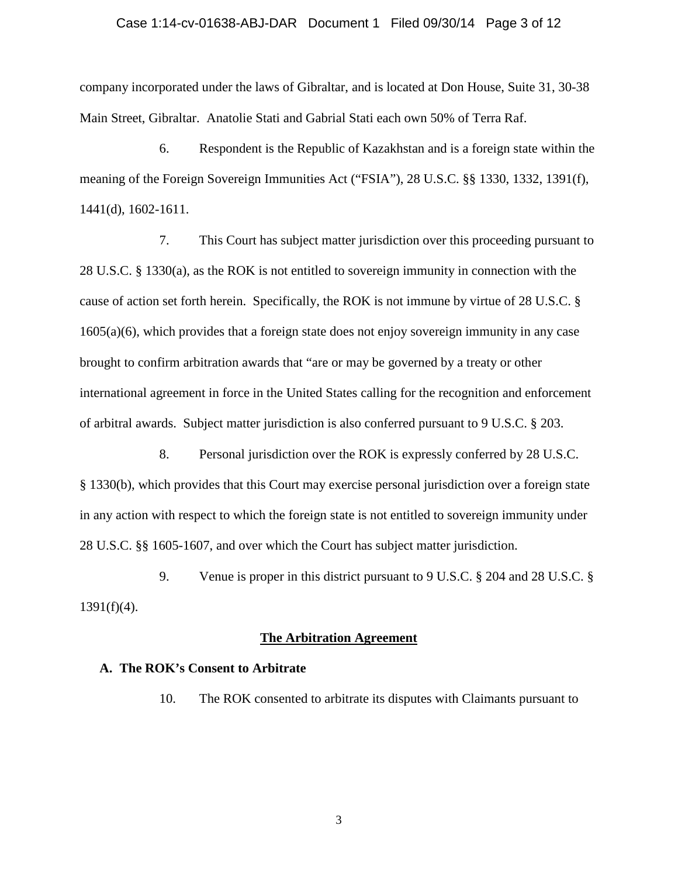company incorporated under the laws of Gibraltar, and is located at Don House, Suite 31, 30-38 Main Street, Gibraltar. Anatolie Stati and Gabrial Stati each own 50% of Terra Raf.

6. Respondent is the Republic of Kazakhstan and is a foreign state within the meaning of the Foreign Sovereign Immunities Act ("FSIA"), 28 U.S.C. §§ 1330, 1332, 1391(f), 1441(d), 1602-1611.

7. This Court has subject matter jurisdiction over this proceeding pursuant to 28 U.S.C. § 1330(a), as the ROK is not entitled to sovereign immunity in connection with the cause of action set forth herein. Specifically, the ROK is not immune by virtue of 28 U.S.C. § 1605(a)(6), which provides that a foreign state does not enjoy sovereign immunity in any case brought to confirm arbitration awards that "are or may be governed by a treaty or other international agreement in force in the United States calling for the recognition and enforcement of arbitral awards. Subject matter jurisdiction is also conferred pursuant to 9 U.S.C. § 203.

8. Personal jurisdiction over the ROK is expressly conferred by 28 U.S.C. § 1330(b), which provides that this Court may exercise personal jurisdiction over a foreign state in any action with respect to which the foreign state is not entitled to sovereign immunity under 28 U.S.C. §§ 1605-1607, and over which the Court has subject matter jurisdiction.

9. Venue is proper in this district pursuant to 9 U.S.C. § 204 and 28 U.S.C. § 1391(f)(4).

## The Arbitration Agreement

### A. The ROK's Consent to Arbitrate

10. The ROK consented to arbitrate its disputes with Claimants pursuant to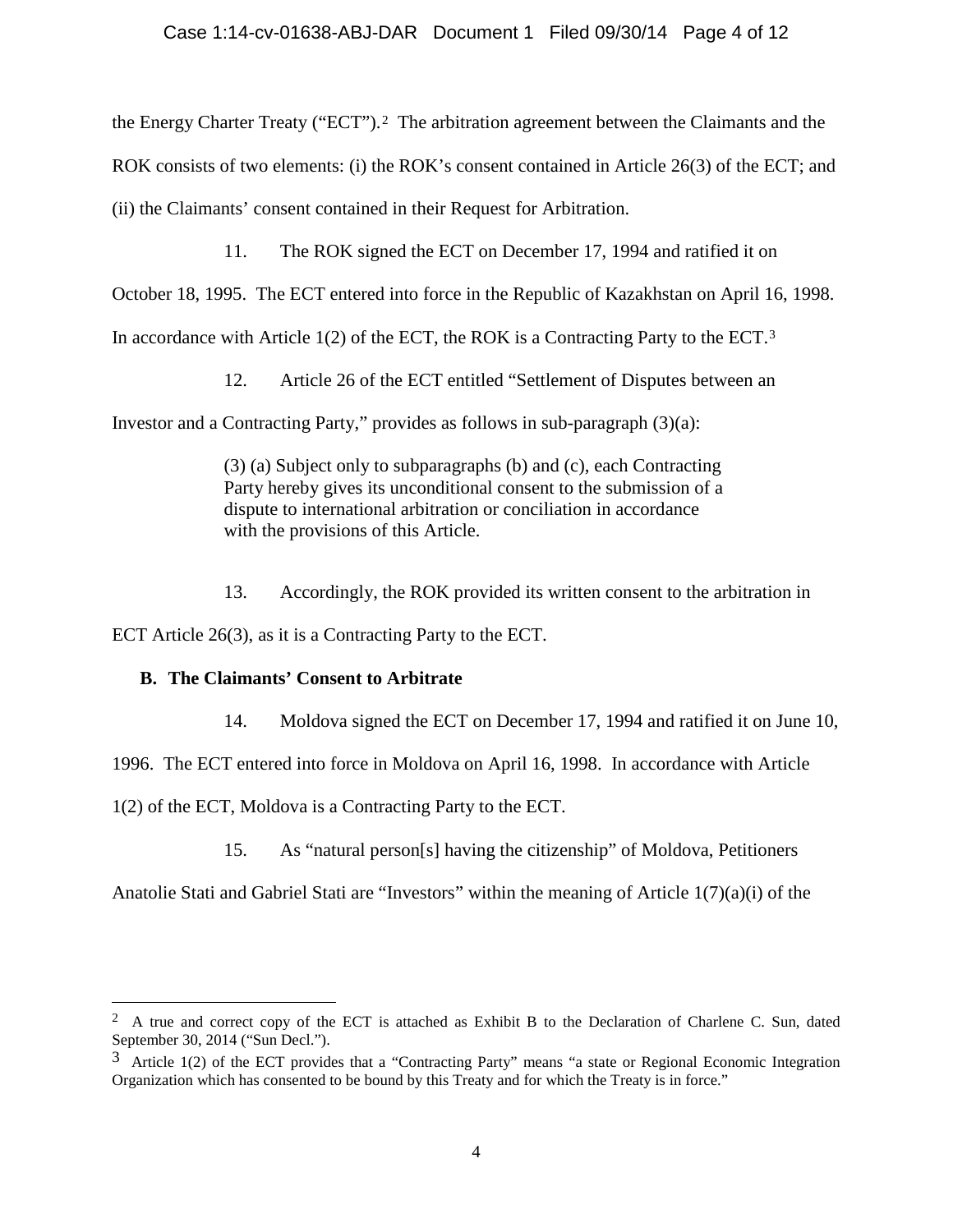the Energy Charter Treaty ("ECT").[2] The arbitration agreement between the Claimants and the ROK consists of two elements: (i) the ROK's consent contained in Article 26(3) of the ECT; and (ii) the Claimants' consent contained in their Request for Arbitration.

11. The ROK signed the ECT on December 17, 1994 and ratified it on October 18, 1995. The ECT entered into force in the Republic of Kazakhstan on April 16, 1998. In accordance with Article 1(2) of the ECT, the ROK is a Contracting Party to the ECT.[3]

12. Article 26 of the ECT entitled "Settlement of Disputes between an Investor and a Contracting Party," provides as follows in sub-paragraph (3)(a):

> (3) (a) Subject only to subparagraphs (b) and (c), each Contracting Party hereby gives its unconditional consent to the submission of a dispute to international arbitration or conciliation in accordance with the provisions of this Article.

13. Accordingly, the ROK provided its written consent to the arbitration in ECT Article 26(3), as it is a Contracting Party to the ECT.

### B. The Claimants' Consent to Arbitrate

14. Moldova signed the ECT on December 17, 1994 and ratified it on June 10, 1996. The ECT entered into force in Moldova on April 16, 1998. In accordance with Article 1(2) of the ECT, Moldova is a Contracting Party to the ECT.

15. As "natural person[s] having the citizenship" of Moldova, Petitioners Anatolie Stati and Gabriel Stati are "Investors" within the meaning of Article 1(7)(a)(i) of the

---

[2] A true and correct copy of the ECT is attached as Exhibit B to the Declaration of Charlene C. Sun, dated September 30, 2014 ("Sun Decl.").

[3] Article 1(2) of the ECT provides that a "Contracting Party" means "a state or Regional Economic Integration Organization which has consented to be bound by this Treaty and for which the Treaty is in force."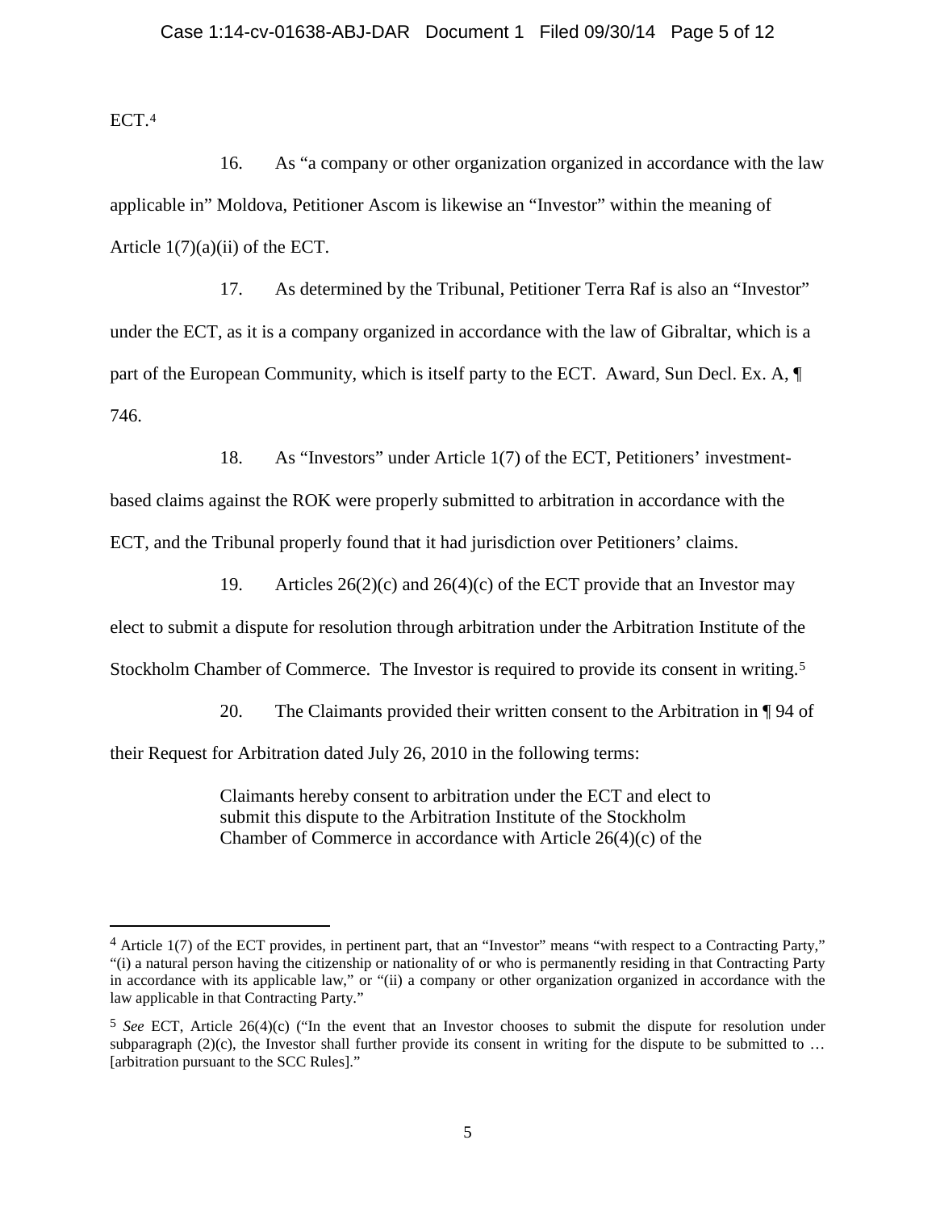ECT.[4]

16. As "a company or other organization organized in accordance with the law applicable in" Moldova, Petitioner Ascom is likewise an "Investor" within the meaning of Article 1(7)(a)(ii) of the ECT.

17. As determined by the Tribunal, Petitioner Terra Raf is also an "Investor" under the ECT, as it is a company organized in accordance with the law of Gibraltar, which is a part of the European Community, which is itself party to the ECT. Award, Sun Decl. Ex. A, ¶ 746.

18. As "Investors" under Article 1(7) of the ECT, Petitioners' investment-based claims against the ROK were properly submitted to arbitration in accordance with the ECT, and the Tribunal properly found that it had jurisdiction over Petitioners' claims.

19. Articles 26(2)(c) and 26(4)(c) of the ECT provide that an Investor may elect to submit a dispute for resolution through arbitration under the Arbitration Institute of the Stockholm Chamber of Commerce. The Investor is required to provide its consent in writing.[5]

20. The Claimants provided their written consent to the Arbitration in ¶ 94 of their Request for Arbitration dated July 26, 2010 in the following terms:

> Claimants hereby consent to arbitration under the ECT and elect to submit this dispute to the Arbitration Institute of the Stockholm Chamber of Commerce in accordance with Article 26(4)(c) of the

---

[4] Article 1(7) of the ECT provides, in pertinent part, that an "Investor" means "with respect to a Contracting Party," "(i) a natural person having the citizenship or nationality of or who is permanently residing in that Contracting Party in accordance with its applicable law," or "(ii) a company or other organization organized in accordance with the law applicable in that Contracting Party."

[5] *See* ECT, Article 26(4)(c) ("In the event that an Investor chooses to submit the dispute for resolution under subparagraph (2)(c), the Investor shall further provide its consent in writing for the dispute to be submitted to … [arbitration pursuant to the SCC Rules]."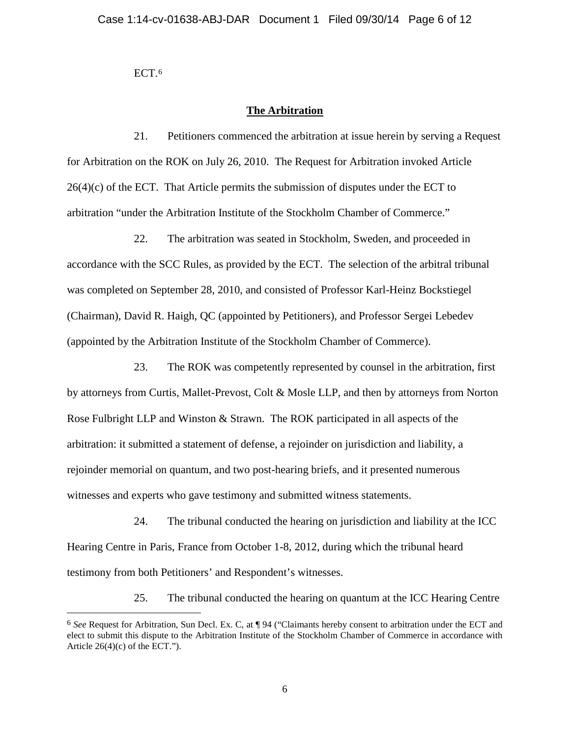ECT.[6]

## The Arbitration

21. Petitioners commenced the arbitration at issue herein by serving a Request for Arbitration on the ROK on July 26, 2010. The Request for Arbitration invoked Article 26(4)(c) of the ECT. That Article permits the submission of disputes under the ECT to arbitration "under the Arbitration Institute of the Stockholm Chamber of Commerce."

22. The arbitration was seated in Stockholm, Sweden, and proceeded in accordance with the SCC Rules, as provided by the ECT. The selection of the arbitral tribunal was completed on September 28, 2010, and consisted of Professor Karl-Heinz Bockstiegel (Chairman), David R. Haigh, QC (appointed by Petitioners), and Professor Sergei Lebedev (appointed by the Arbitration Institute of the Stockholm Chamber of Commerce).

23. The ROK was competently represented by counsel in the arbitration, first by attorneys from Curtis, Mallet-Prevost, Colt & Mosle LLP, and then by attorneys from Norton Rose Fulbright LLP and Winston & Strawn. The ROK participated in all aspects of the arbitration: it submitted a statement of defense, a rejoinder on jurisdiction and liability, a rejoinder memorial on quantum, and two post-hearing briefs, and it presented numerous witnesses and experts who gave testimony and submitted witness statements.

24. The tribunal conducted the hearing on jurisdiction and liability at the ICC Hearing Centre in Paris, France from October 1-8, 2012, during which the tribunal heard testimony from both Petitioners' and Respondent's witnesses.

25. The tribunal conducted the hearing on quantum at the ICC Hearing Centre

---

[6] *See* Request for Arbitration, Sun Decl. Ex. C, at ¶ 94 ("Claimants hereby consent to arbitration under the ECT and elect to submit this dispute to the Arbitration Institute of the Stockholm Chamber of Commerce in accordance with Article 26(4)(c) of the ECT.").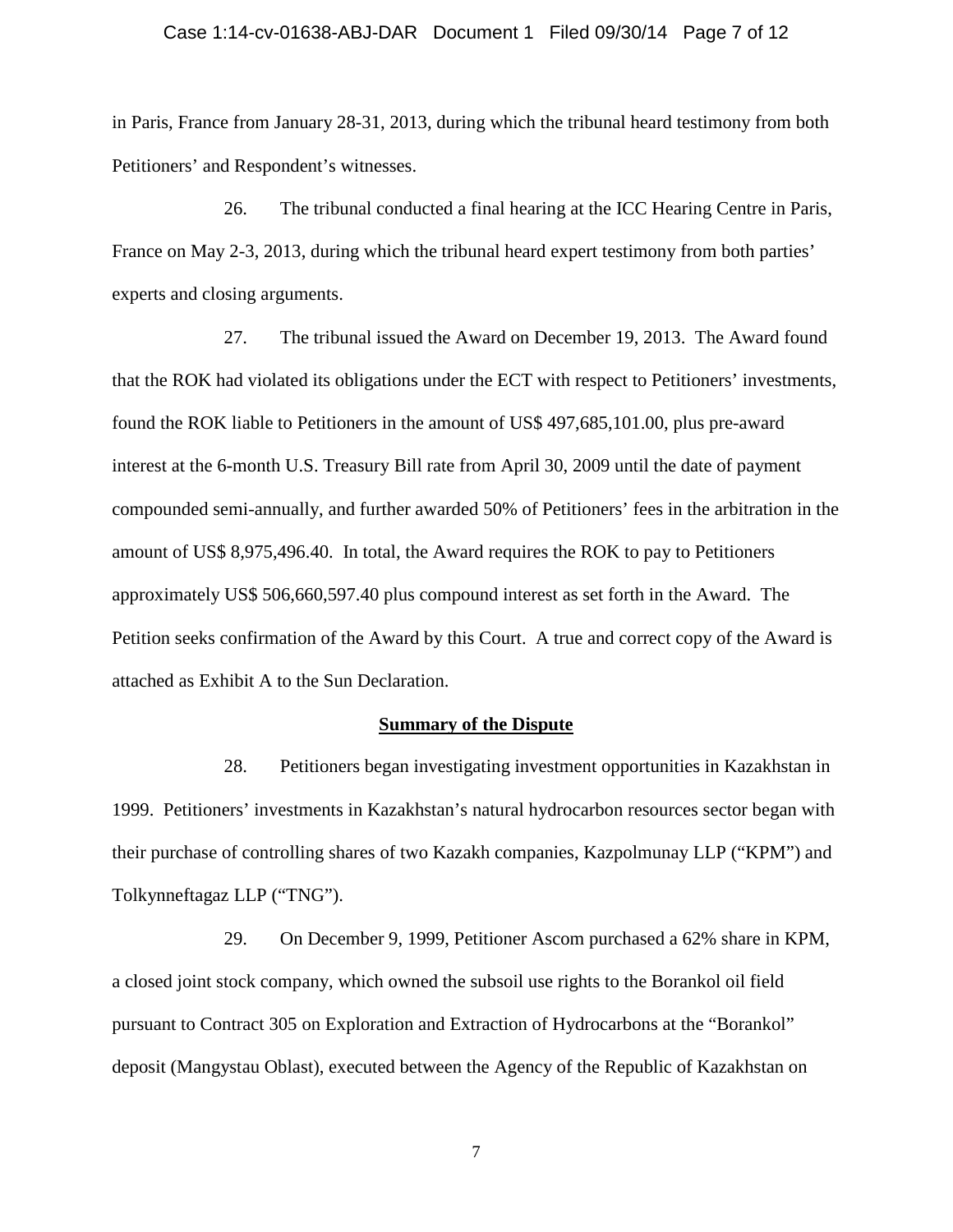in Paris, France from January 28-31, 2013, during which the tribunal heard testimony from both Petitioners' and Respondent's witnesses.

26. The tribunal conducted a final hearing at the ICC Hearing Centre in Paris, France on May 2-3, 2013, during which the tribunal heard expert testimony from both parties' experts and closing arguments.

27. The tribunal issued the Award on December 19, 2013. The Award found that the ROK had violated its obligations under the ECT with respect to Petitioners' investments, found the ROK liable to Petitioners in the amount of US$ 497,685,101.00, plus pre-award interest at the 6-month U.S. Treasury Bill rate from April 30, 2009 until the date of payment compounded semi-annually, and further awarded 50% of Petitioners' fees in the arbitration in the amount of US$ 8,975,496.40. In total, the Award requires the ROK to pay to Petitioners approximately US$ 506,660,597.40 plus compound interest as set forth in the Award. The Petition seeks confirmation of the Award by this Court. A true and correct copy of the Award is attached as Exhibit A to the Sun Declaration.

## **Summary of the Dispute**

28. Petitioners began investigating investment opportunities in Kazakhstan in 1999. Petitioners' investments in Kazakhstan's natural hydrocarbon resources sector began with their purchase of controlling shares of two Kazakh companies, Kazpolmunay LLP ("KPM") and Tolkynneftagaz LLP ("TNG").

29. On December 9, 1999, Petitioner Ascom purchased a 62% share in KPM, a closed joint stock company, which owned the subsoil use rights to the Borankol oil field pursuant to Contract 305 on Exploration and Extraction of Hydrocarbons at the "Borankol" deposit (Mangystau Oblast), executed between the Agency of the Republic of Kazakhstan on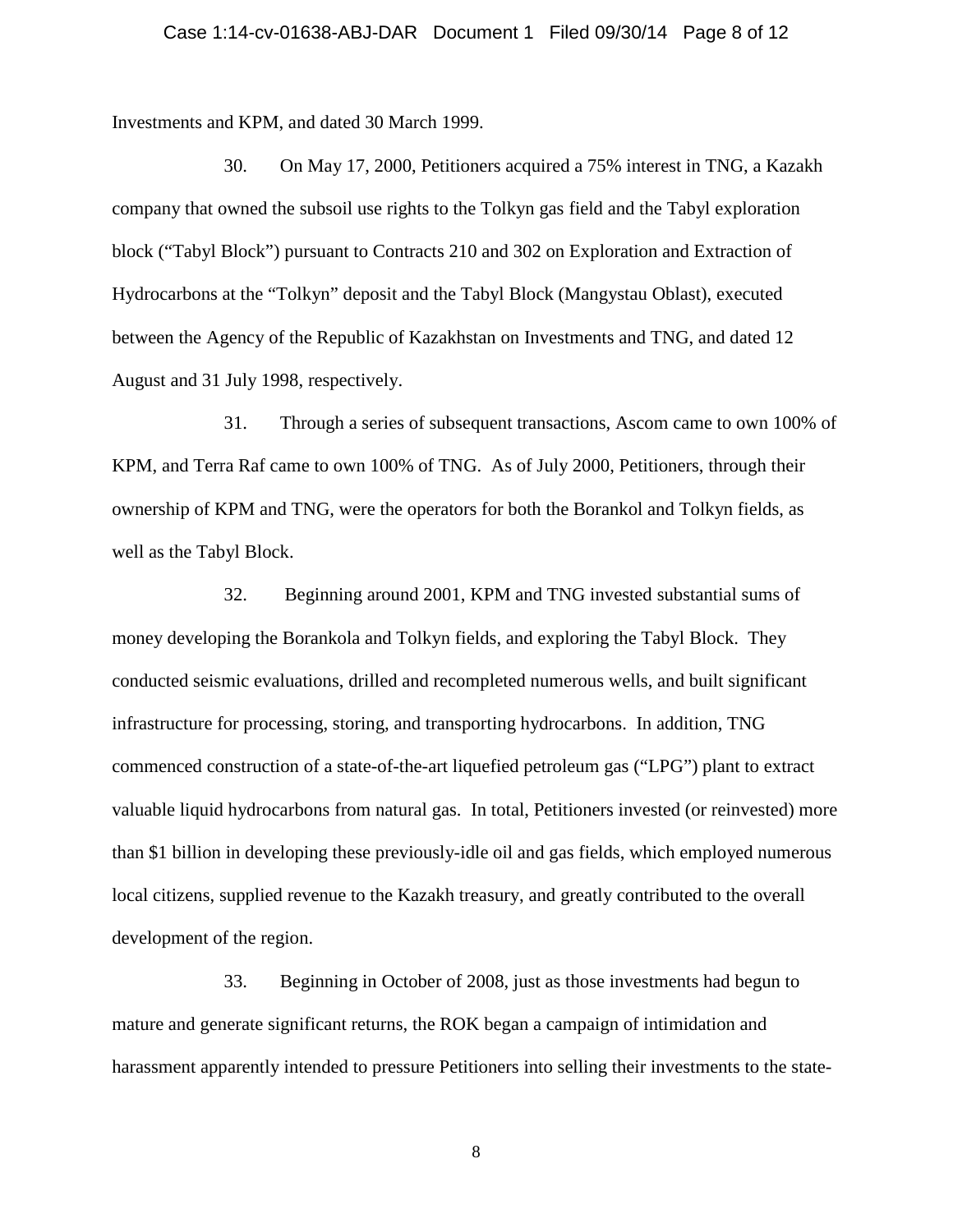Investments and KPM, and dated 30 March 1999.

30. On May 17, 2000, Petitioners acquired a 75% interest in TNG, a Kazakh company that owned the subsoil use rights to the Tolkyn gas field and the Tabyl exploration block ("Tabyl Block") pursuant to Contracts 210 and 302 on Exploration and Extraction of Hydrocarbons at the "Tolkyn" deposit and the Tabyl Block (Mangystau Oblast), executed between the Agency of the Republic of Kazakhstan on Investments and TNG, and dated 12 August and 31 July 1998, respectively.

31. Through a series of subsequent transactions, Ascom came to own 100% of KPM, and Terra Raf came to own 100% of TNG. As of July 2000, Petitioners, through their ownership of KPM and TNG, were the operators for both the Borankol and Tolkyn fields, as well as the Tabyl Block.

32. Beginning around 2001, KPM and TNG invested substantial sums of money developing the Borankola and Tolkyn fields, and exploring the Tabyl Block. They conducted seismic evaluations, drilled and recompleted numerous wells, and built significant infrastructure for processing, storing, and transporting hydrocarbons. In addition, TNG commenced construction of a state-of-the-art liquefied petroleum gas ("LPG") plant to extract valuable liquid hydrocarbons from natural gas. In total, Petitioners invested (or reinvested) more than $1 billion in developing these previously-idle oil and gas fields, which employed numerous local citizens, supplied revenue to the Kazakh treasury, and greatly contributed to the overall development of the region.

33. Beginning in October of 2008, just as those investments had begun to mature and generate significant returns, the ROK began a campaign of intimidation and harassment apparently intended to pressure Petitioners into selling their investments to the state-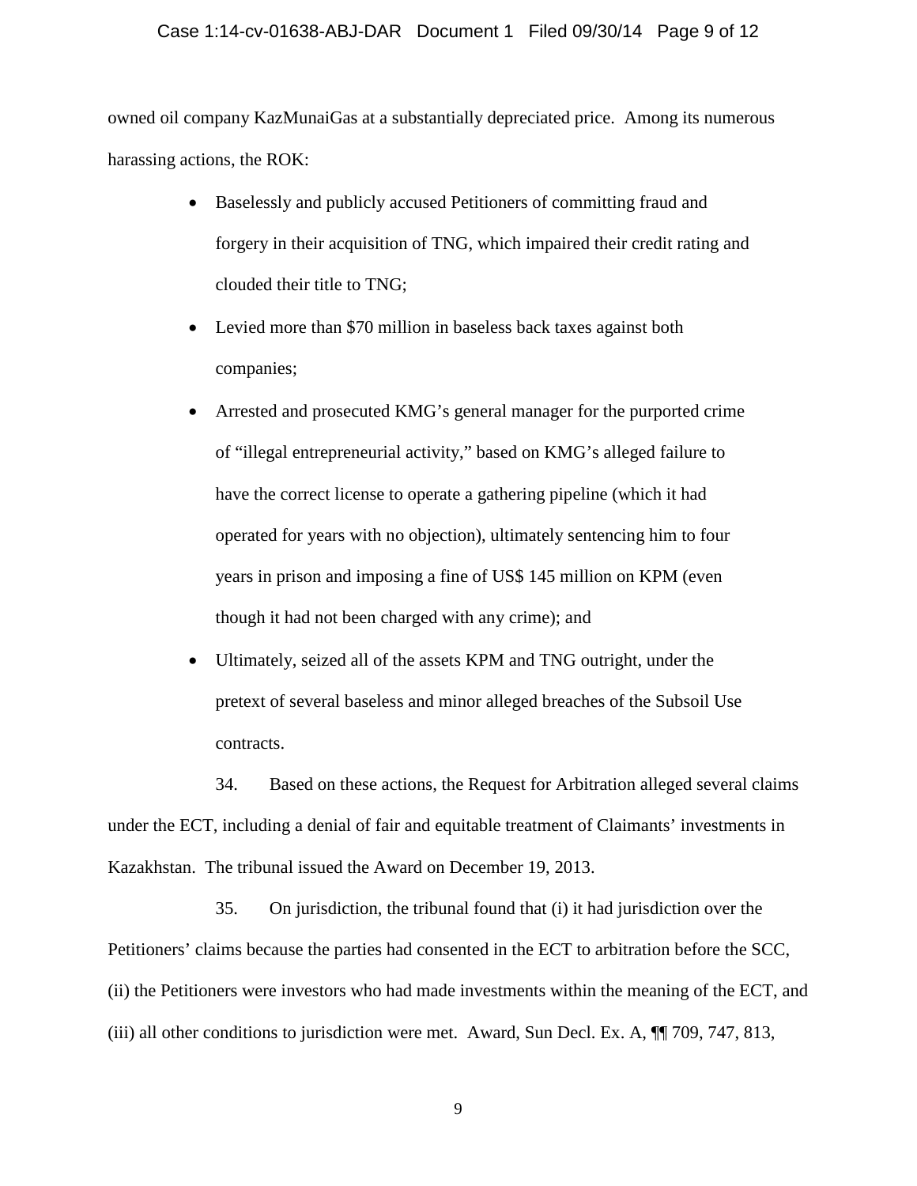owned oil company KazMunaiGas at a substantially depreciated price. Among its numerous harassing actions, the ROK:

- Baselessly and publicly accused Petitioners of committing fraud and forgery in their acquisition of TNG, which impaired their credit rating and clouded their title to TNG;
- Levied more than $70 million in baseless back taxes against both companies;
- Arrested and prosecuted KMG's general manager for the purported crime of "illegal entrepreneurial activity," based on KMG's alleged failure to have the correct license to operate a gathering pipeline (which it had operated for years with no objection), ultimately sentencing him to four years in prison and imposing a fine of US$ 145 million on KPM (even though it had not been charged with any crime); and
- Ultimately, seized all of the assets KPM and TNG outright, under the pretext of several baseless and minor alleged breaches of the Subsoil Use contracts.

34. Based on these actions, the Request for Arbitration alleged several claims under the ECT, including a denial of fair and equitable treatment of Claimants' investments in Kazakhstan. The tribunal issued the Award on December 19, 2013.

35. On jurisdiction, the tribunal found that (i) it had jurisdiction over the Petitioners' claims because the parties had consented in the ECT to arbitration before the SCC, (ii) the Petitioners were investors who had made investments within the meaning of the ECT, and (iii) all other conditions to jurisdiction were met. Award, Sun Decl. Ex. A, ¶¶ 709, 747, 813,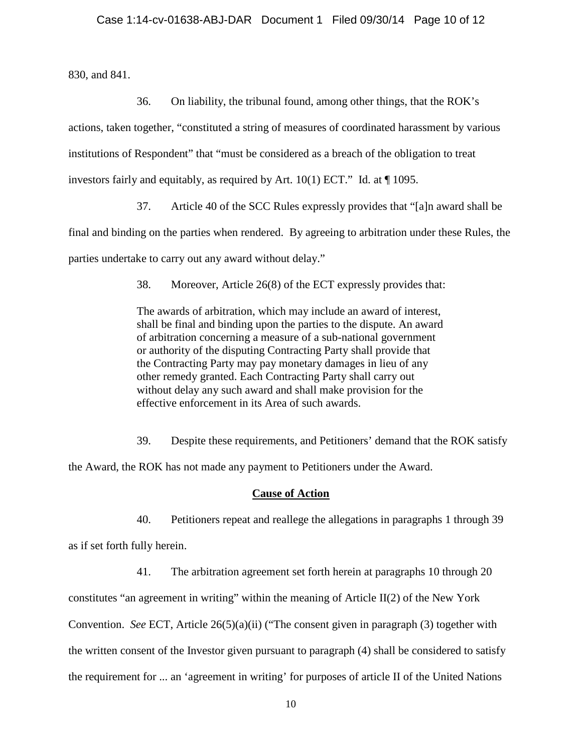830, and 841.

36. On liability, the tribunal found, among other things, that the ROK's actions, taken together, "constituted a string of measures of coordinated harassment by various institutions of Respondent" that "must be considered as a breach of the obligation to treat investors fairly and equitably, as required by Art. 10(1) ECT." Id. at ¶ 1095.

37. Article 40 of the SCC Rules expressly provides that "[a]n award shall be final and binding on the parties when rendered. By agreeing to arbitration under these Rules, the parties undertake to carry out any award without delay."

38. Moreover, Article 26(8) of the ECT expressly provides that:

> The awards of arbitration, which may include an award of interest, shall be final and binding upon the parties to the dispute. An award of arbitration concerning a measure of a sub-national government or authority of the disputing Contracting Party shall provide that the Contracting Party may pay monetary damages in lieu of any other remedy granted. Each Contracting Party shall carry out without delay any such award and shall make provision for the effective enforcement in its Area of such awards.

39. Despite these requirements, and Petitioners' demand that the ROK satisfy the Award, the ROK has not made any payment to Petitioners under the Award.

## Cause of Action

40. Petitioners repeat and reallege the allegations in paragraphs 1 through 39 as if set forth fully herein.

41. The arbitration agreement set forth herein at paragraphs 10 through 20 constitutes "an agreement in writing" within the meaning of Article II(2) of the New York Convention. *See* ECT, Article 26(5)(a)(ii) ("The consent given in paragraph (3) together with the written consent of the Investor given pursuant to paragraph (4) shall be considered to satisfy the requirement for ... an 'agreement in writing' for purposes of article II of the United Nations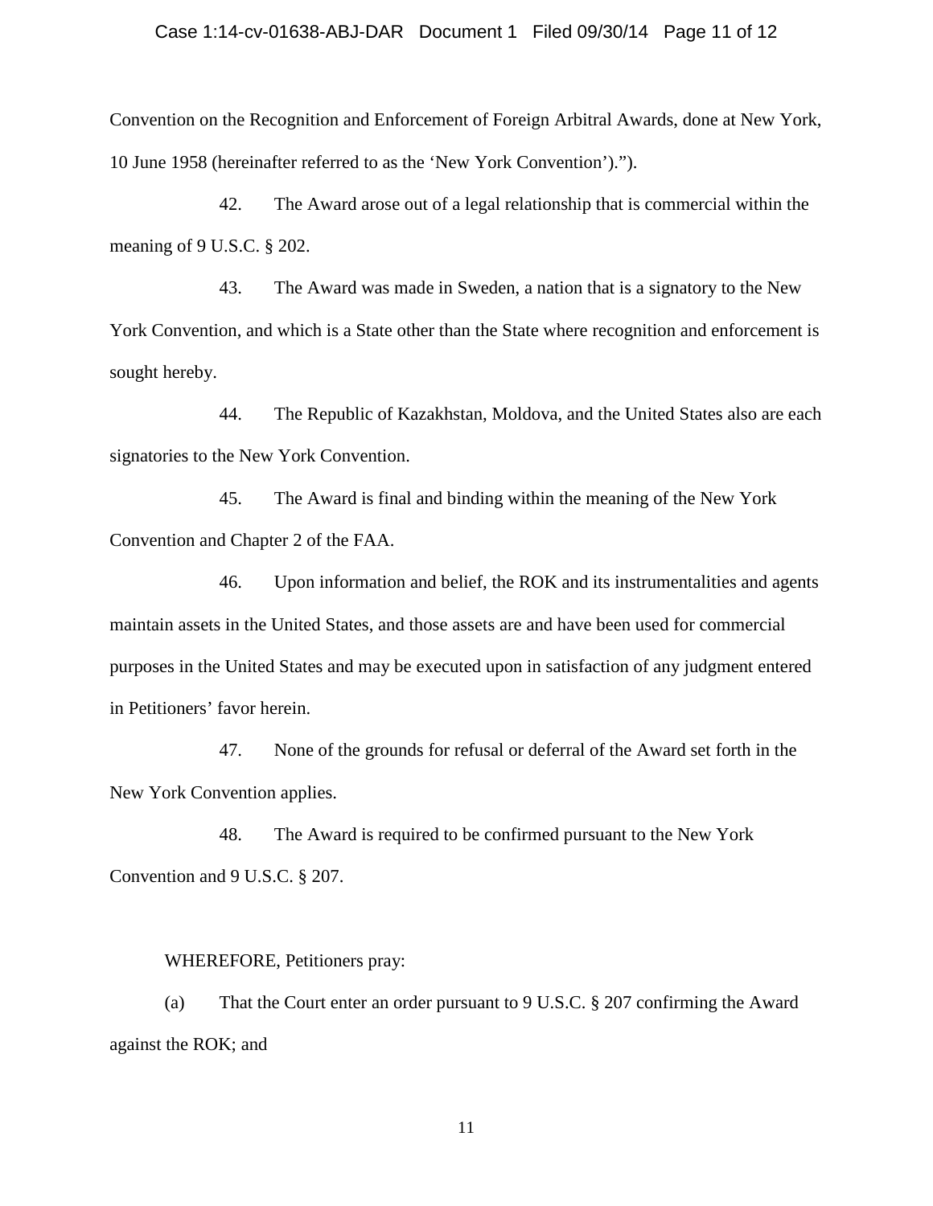Convention on the Recognition and Enforcement of Foreign Arbitral Awards, done at New York, 10 June 1958 (hereinafter referred to as the 'New York Convention').").

42. The Award arose out of a legal relationship that is commercial within the meaning of 9 U.S.C. § 202.

43. The Award was made in Sweden, a nation that is a signatory to the New York Convention, and which is a State other than the State where recognition and enforcement is sought hereby.

44. The Republic of Kazakhstan, Moldova, and the United States also are each signatories to the New York Convention.

45. The Award is final and binding within the meaning of the New York Convention and Chapter 2 of the FAA.

46. Upon information and belief, the ROK and its instrumentalities and agents maintain assets in the United States, and those assets are and have been used for commercial purposes in the United States and may be executed upon in satisfaction of any judgment entered in Petitioners' favor herein.

47. None of the grounds for refusal or deferral of the Award set forth in the New York Convention applies.

48. The Award is required to be confirmed pursuant to the New York Convention and 9 U.S.C. § 207.

WHEREFORE, Petitioners pray:

(a) That the Court enter an order pursuant to 9 U.S.C. § 207 confirming the Award against the ROK; and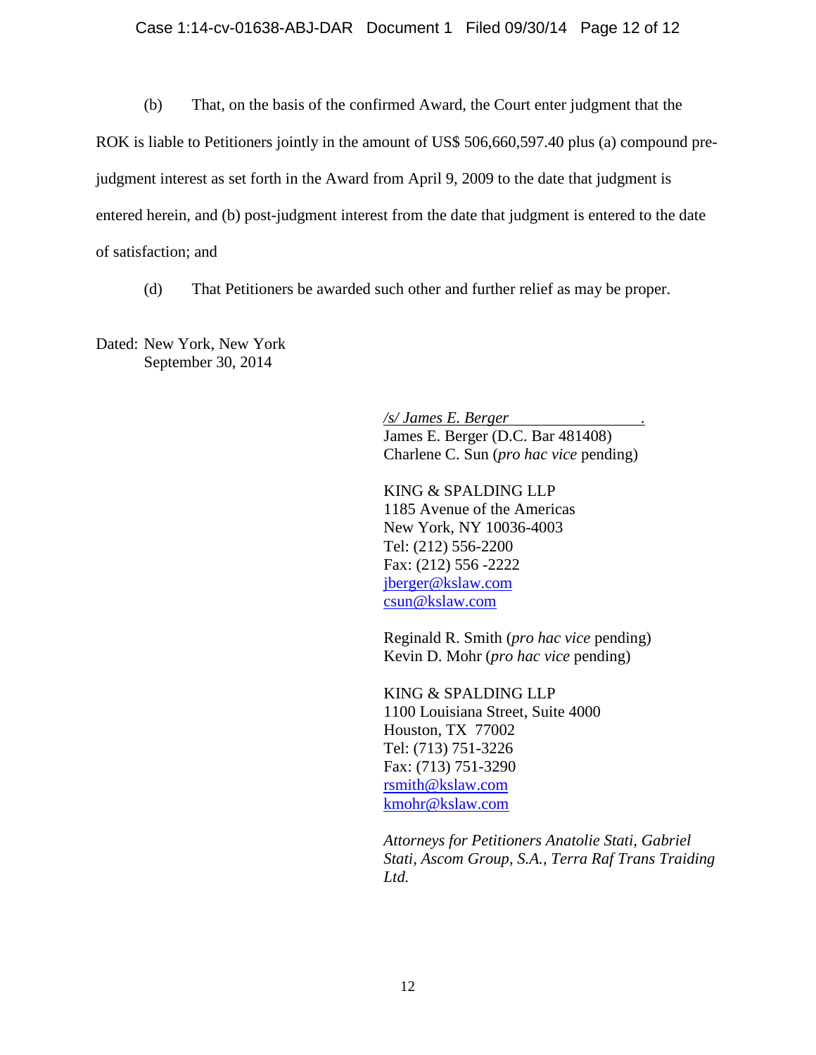(b) That, on the basis of the confirmed Award, the Court enter judgment that the ROK is liable to Petitioners jointly in the amount of US$ 506,660,597.40 plus (a) compound pre-judgment interest as set forth in the Award from April 9, 2009 to the date that judgment is entered herein, and (b) post-judgment interest from the date that judgment is entered to the date of satisfaction; and

(d) That Petitioners be awarded such other and further relief as may be proper.

Dated: New York, New York
September 30, 2014

*/s/ James E. Berger* .
James E. Berger (D.C. Bar 481408)
Charlene C. Sun (*pro hac vice* pending)

KING & SPALDING LLP
1185 Avenue of the Americas
New York, NY 10036-4003
Tel: (212) 556-2200
Fax: (212) 556 -2222
jberger@kslaw.com
csun@kslaw.com

Reginald R. Smith (*pro hac vice* pending)
Kevin D. Mohr (*pro hac vice* pending)

KING & SPALDING LLP
1100 Louisiana Street, Suite 4000
Houston, TX 77002
Tel: (713) 751-3226
Fax: (713) 751-3290
rsmith@kslaw.com
kmohr@kslaw.com

*Attorneys for Petitioners Anatolie Stati, Gabriel Stati, Ascom Group, S.A., Terra Raf Trans Traiding Ltd.*